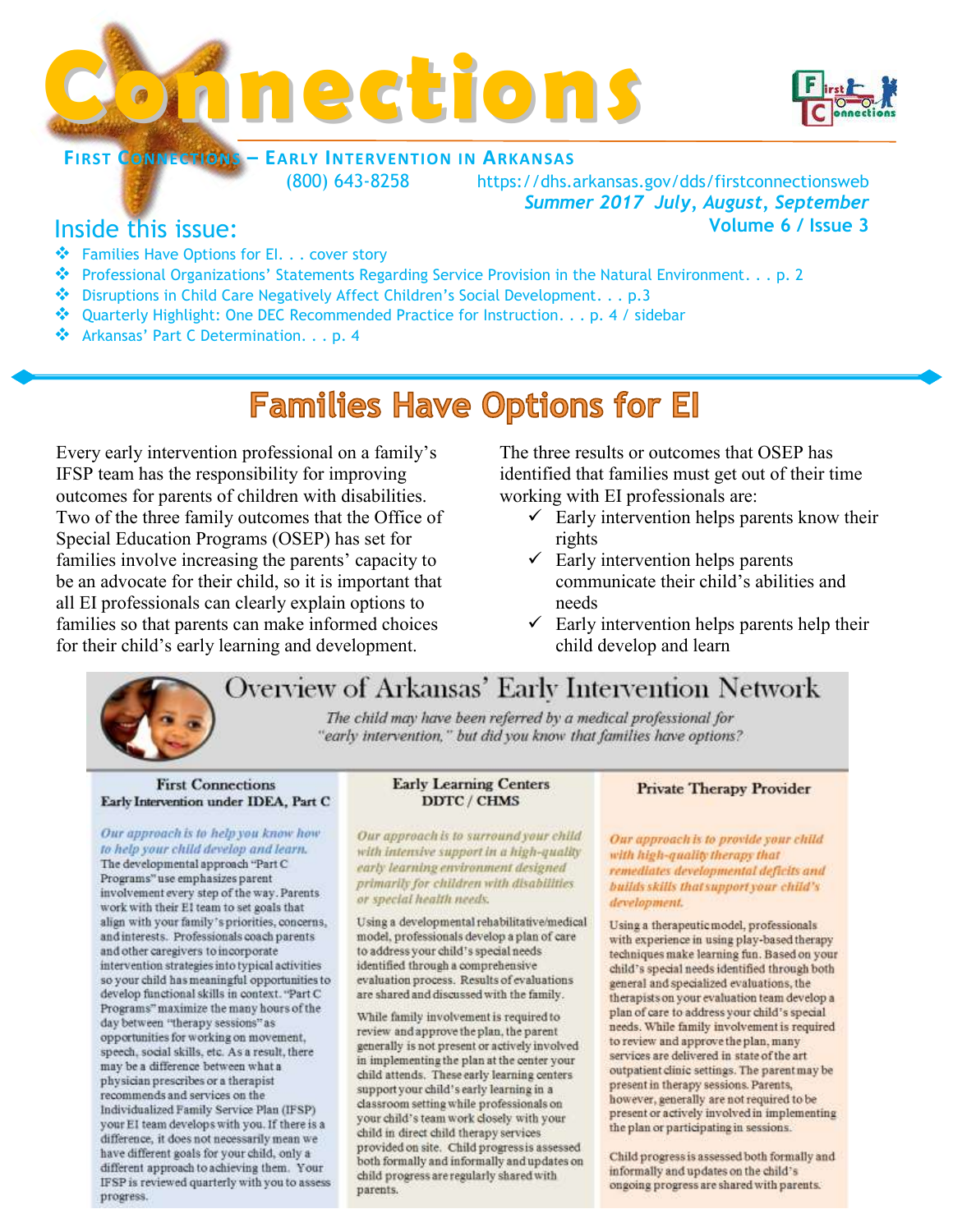# Connections

**First Connections — Early Intervention in Arkansas**

(800) 643-8258 https://dhs.arkansas.gov/dds/firstconnectionsweb

*Summer 2017 July, August, September*

Volume 6 / Issue 3

## Inside this issue:

- Families Have Options for EI. . . cover story
- Professional Organizations' Statements Regarding Service Provision in the Natural Environment. . . p. 2
- Disruptions in Child Care Negatively Affect Children's Social Development. . . p.3
- Quarterly Highlight: One DEC Recommended Practice for Instruction. . . p. 4 / sidebar
- Arkansas' Part C Determination. . . p. 4

# Families Have Options for EI

Every early intervention professional on a family's IFSP team has the responsibility for improving outcomes for parents of children with disabilities. Two of the three family outcomes that the Office of Special Education Programs (OSEP) has set for families involve increasing the parents' capacity to be an advocate for their child, so it is important that all EI professionals can clearly explain options to families so that parents can make informed choices for their child's early learning and development.

The three results or outcomes that OSEP has identified that families must get out of their time working with EI professionals are:

- ✓ Early intervention helps parents know their rights
- ✓ Early intervention helps parents communicate their child's abilities and needs
- ✓ Early intervention helps parents help their child develop and learn

## Overview of Arkansas' Early Intervention Network

*The child may have been referred by a medical professional for "early intervention," but did you know that families have options?*

### First Connections
### Early Intervention under IDEA, Part C

*Our approach is to help you know how to help your child develop and learn.*

The developmental approach "Part C Programs" use emphasizes parent involvement every step of the way. Parents work with their EI team to set goals that align with your family's priorities, concerns, and interests. Professionals coach parents and other caregivers to incorporate intervention strategies into typical activities so your child has meaningful opportunities to develop functional skills in context. "Part C Programs" maximize the many hours of the day between "therapy sessions" as opportunities for working on movement, speech, social skills, etc. As a result, there may be a difference between what a physician prescribes or a therapist recommends and services on the Individualized Family Service Plan (IFSP) your EI team develops with you. If there is a difference, it does not necessarily mean we have different goals for your child, only a different approach to achieving them. Your IFSP is reviewed quarterly with you to assess progress.

### Early Learning Centers
### DDTC / CHMS

*Our approach is to surround your child with intensive support in a high-quality early learning environment designed primarily for children with disabilities or special health needs.*

Using a developmental rehabilitative/medical model, professionals develop a plan of care to address your child's special needs identified through a comprehensive evaluation process. Results of evaluations are shared and discussed with the family.

While family involvement is required to review and approve the plan, the parent generally is not present or actively involved in implementing the plan at the center your child attends. These early learning centers support your child's early learning in a classroom setting while professionals on your child's team work closely with your child in direct child therapy services provided on site. Child progress is assessed both formally and informally and updates on child progress are regularly shared with parents.

### Private Therapy Provider

*Our approach is to provide your child with high-quality therapy that remediates developmental deficits and builds skills that support your child's development.*

Using a therapeutic model, professionals with experience in using play-based therapy techniques make learning fun. Based on your child's special needs identified through both general and specialized evaluations, the therapists on your evaluation team develop a plan of care to address your child's special needs. While family involvement is required to review and approve the plan, many services are delivered in state of the art outpatient clinic settings. The parent may be present in therapy sessions. Parents, however, generally are not required to be present or actively involved in implementing the plan or participating in sessions.

Child progress is assessed both formally and informally and updates on the child's ongoing progress are shared with parents.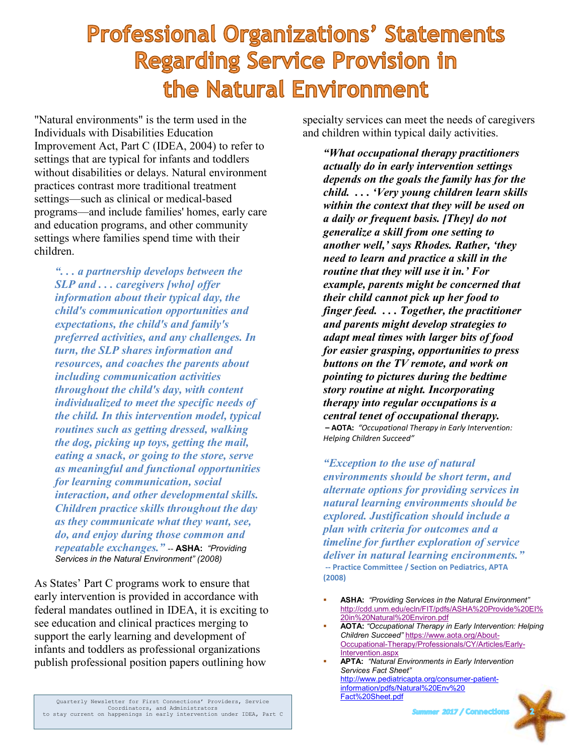# Professional Organizations' Statements Regarding Service Provision in the Natural Environment

"Natural environments" is the term used in the Individuals with Disabilities Education Improvement Act, Part C (IDEA, 2004) to refer to settings that are typical for infants and toddlers without disabilities or delays. Natural environment practices contrast more traditional treatment settings—such as clinical or medical-based programs—and include families' homes, early care and education programs, and other community settings where families spend time with their children.

> ***". . . a partnership develops between the SLP and . . . caregivers [who] offer information about their typical day, the child's communication opportunities and expectations, the child's and family's preferred activities, and any challenges. In turn, the SLP shares information and resources, and coaches the parents about including communication activities throughout the child's day, with content individualized to meet the specific needs of the child. In this intervention model, typical routines such as getting dressed, walking the dog, picking up toys, getting the mail, eating a snack, or going to the store, serve as meaningful and functional opportunities for learning communication, social interaction, and other developmental skills. Children practice skills throughout the day as they communicate what they want, see, do, and enjoy during those common and repeatable exchanges."*** -- **ASHA:** *"Providing Services in the Natural Environment" (2008)*

As States' Part C programs work to ensure that early intervention is provided in accordance with federal mandates outlined in IDEA, it is exciting to see education and clinical practices merging to support the early learning and development of infants and toddlers as professional organizations publish professional position papers outlining how specialty services can meet the needs of caregivers and children within typical daily activities.

> ***"What occupational therapy practitioners actually do in early intervention settings depends on the goals the family has for the child. . . . 'Very young children learn skills within the context that they will be used on a daily or frequent basis. [They] do not generalize a skill from one setting to another well,' says Rhodes. Rather, 'they need to learn and practice a skill in the routine that they will use it in.' For example, parents might be concerned that their child cannot pick up her food to finger feed. . . . Together, the practitioner and parents might develop strategies to adapt meal times with larger bits of food for easier grasping, opportunities to press buttons on the TV remote, and work on pointing to pictures during the bedtime story routine at night. Incorporating therapy into regular occupations is a central tenet of occupational therapy.***
> **– AOTA:** *"Occupational Therapy in Early Intervention: Helping Children Succeed"*

> ***"Exception to the use of natural environments should be short term, and alternate options for providing services in natural learning environments should be explored. Justification should include a plan with criteria for outcomes and a timeline for further exploration of service deliver in natural learning encironments."***
> **-- Practice Committee / Section on Pediatrics, APTA (2008)**

- **ASHA:** *"Providing Services in the Natural Environment"* http://cdd.unm.edu/ecln/FIT/pdfs/ASHA%20Provide%20EI%20in%20Natural%20Environ.pdf
- **AOTA:** *"Occupational Therapy in Early Intervention: Helping Children Succeed"* https://www.aota.org/About-Occupational-Therapy/Professionals/CY/Articles/Early-Intervention.aspx
- **APTA:** *"Natural Environments in Early Intervention Services Fact Sheet"* http://www.pediatricapta.org/consumer-patient-information/pdfs/Natural%20Env%20Fact%20Sheet.pdf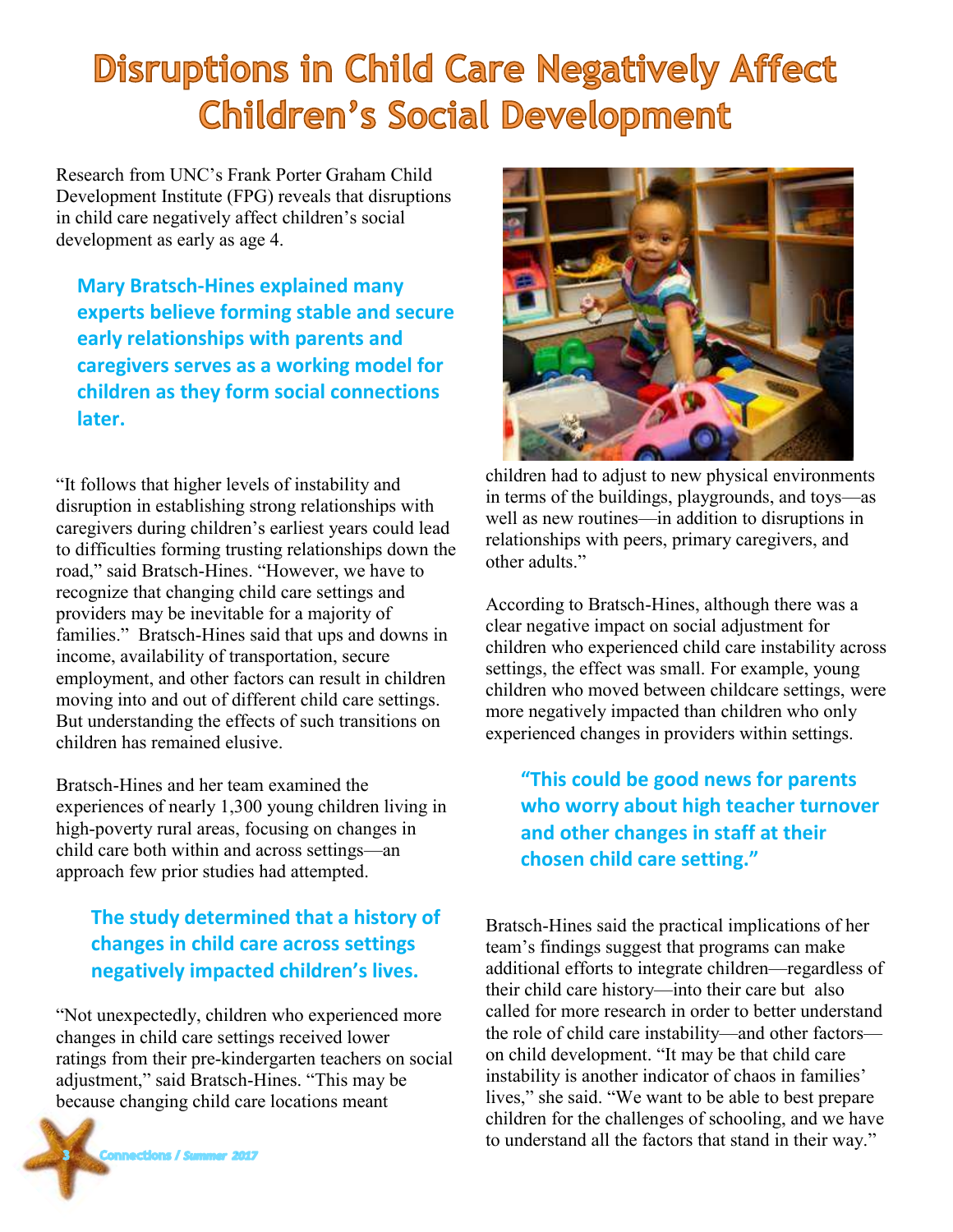# Disruptions in Child Care Negatively Affect Children's Social Development

Research from UNC's Frank Porter Graham Child Development Institute (FPG) reveals that disruptions in child care negatively affect children's social development as early as age 4.

**Mary Bratsch-Hines explained many experts believe forming stable and secure early relationships with parents and caregivers serves as a working model for children as they form social connections later.**

"It follows that higher levels of instability and disruption in establishing strong relationships with caregivers during children's earliest years could lead to difficulties forming trusting relationships down the road," said Bratsch-Hines. "However, we have to recognize that changing child care settings and providers may be inevitable for a majority of families." Bratsch-Hines said that ups and downs in income, availability of transportation, secure employment, and other factors can result in children moving into and out of different child care settings. But understanding the effects of such transitions on children has remained elusive.

Bratsch-Hines and her team examined the experiences of nearly 1,300 young children living in high-poverty rural areas, focusing on changes in child care both within and across settings—an approach few prior studies had attempted.

**The study determined that a history of changes in child care across settings negatively impacted children's lives.**

"Not unexpectedly, children who experienced more changes in child care settings received lower ratings from their pre-kindergarten teachers on social adjustment," said Bratsch-Hines. "This may be because changing child care locations meant children had to adjust to new physical environments in terms of the buildings, playgrounds, and toys—as well as new routines—in addition to disruptions in relationships with peers, primary caregivers, and other adults."

According to Bratsch-Hines, although there was a clear negative impact on social adjustment for children who experienced child care instability across settings, the effect was small. For example, young children who moved between childcare settings, were more negatively impacted than children who only experienced changes in providers within settings.

**"This could be good news for parents who worry about high teacher turnover and other changes in staff at their chosen child care setting."**

Bratsch-Hines said the practical implications of her team's findings suggest that programs can make additional efforts to integrate children—regardless of their child care history—into their care but also called for more research in order to better understand the role of child care instability—and other factors—on child development. "It may be that child care instability is another indicator of chaos in families' lives," she said. "We want to be able to best prepare children for the challenges of schooling, and we have to understand all the factors that stand in their way."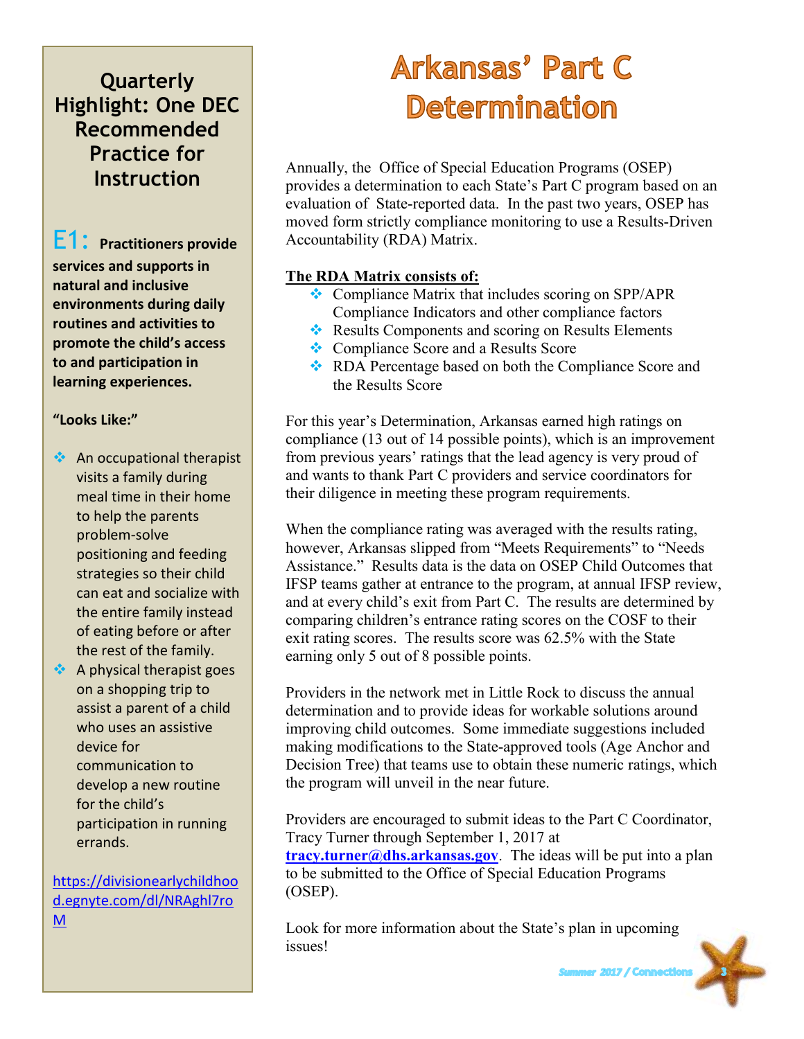# Arkansas' Part C Determination

Annually, the Office of Special Education Programs (OSEP) provides a determination to each State's Part C program based on an evaluation of State-reported data. In the past two years, OSEP has moved form strictly compliance monitoring to use a Results-Driven Accountability (RDA) Matrix.

**The RDA Matrix consists of:**

- Compliance Matrix that includes scoring on SPP/APR Compliance Indicators and other compliance factors
- Results Components and scoring on Results Elements
- Compliance Score and a Results Score
- RDA Percentage based on both the Compliance Score and the Results Score

For this year's Determination, Arkansas earned high ratings on compliance (13 out of 14 possible points), which is an improvement from previous years' ratings that the lead agency is very proud of and wants to thank Part C providers and service coordinators for their diligence in meeting these program requirements.

When the compliance rating was averaged with the results rating, however, Arkansas slipped from "Meets Requirements" to "Needs Assistance." Results data is the data on OSEP Child Outcomes that IFSP teams gather at entrance to the program, at annual IFSP review, and at every child's exit from Part C. The results are determined by comparing children's entrance rating scores on the COSF to their exit rating scores. The results score was 62.5% with the State earning only 5 out of 8 possible points.

Providers in the network met in Little Rock to discuss the annual determination and to provide ideas for workable solutions around improving child outcomes. Some immediate suggestions included making modifications to the State-approved tools (Age Anchor and Decision Tree) that teams use to obtain these numeric ratings, which the program will unveil in the near future.

Providers are encouraged to submit ideas to the Part C Coordinator, Tracy Turner through September 1, 2017 at **tracy.turner@dhs.arkansas.gov**. The ideas will be put into a plan to be submitted to the Office of Special Education Programs (OSEP).

Look for more information about the State's plan in upcoming issues!

## Quarterly Highlight: One DEC Recommended Practice for Instruction

E1: **Practitioners provide services and supports in natural and inclusive environments during daily routines and activities to promote the child's access to and participation in learning experiences.**

**"Looks Like:"**

- An occupational therapist visits a family during meal time in their home to help the parents problem-solve positioning and feeding strategies so their child can eat and socialize with the entire family instead of eating before or after the rest of the family.
- A physical therapist goes on a shopping trip to assist a parent of a child who uses an assistive device for communication to develop a new routine for the child's participation in running errands.

https://divisionearlychildhood.egnyte.com/dl/NRAghl7roM